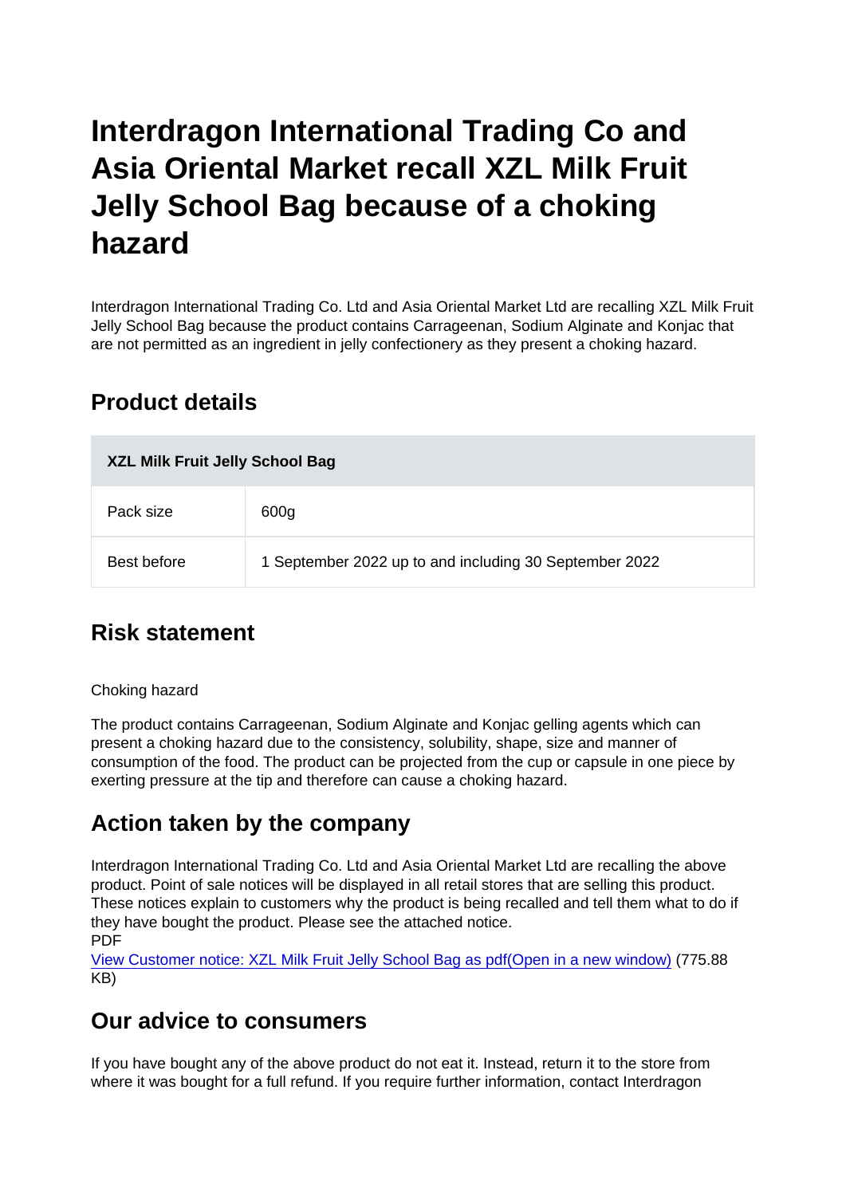# Interdragon International Trading Co and Asia Oriental Market recall XZL Milk Fruit Jelly School Bag because of a choking hazard

Interdragon International Trading Co. Ltd and Asia Oriental Market Ltd are recalling XZL Milk Fruit Jelly School Bag because the product contains Carrageenan, Sodium Alginate and Konjac that are not permitted as an ingredient in jelly confectionery as they present a choking hazard.

## Product details

| XZL Milk Fruit Jelly School Bag | |
|---|---|
| Pack size | 600g |
| Best before | 1 September 2022 up to and including 30 September 2022 |

## Risk statement

Choking hazard

The product contains Carrageenan, Sodium Alginate and Konjac gelling agents which can present a choking hazard due to the consistency, solubility, shape, size and manner of consumption of the food. The product can be projected from the cup or capsule in one piece by exerting pressure at the tip and therefore can cause a choking hazard.

## Action taken by the company

Interdragon International Trading Co. Ltd and Asia Oriental Market Ltd are recalling the above product. Point of sale notices will be displayed in all retail stores that are selling this product. These notices explain to customers why the product is being recalled and tell them what to do if they have bought the product. Please see the attached notice.
PDF
View Customer notice: XZL Milk Fruit Jelly School Bag as pdf(Open in a new window) (775.88 KB)

## Our advice to consumers

If you have bought any of the above product do not eat it. Instead, return it to the store from where it was bought for a full refund. If you require further information, contact Interdragon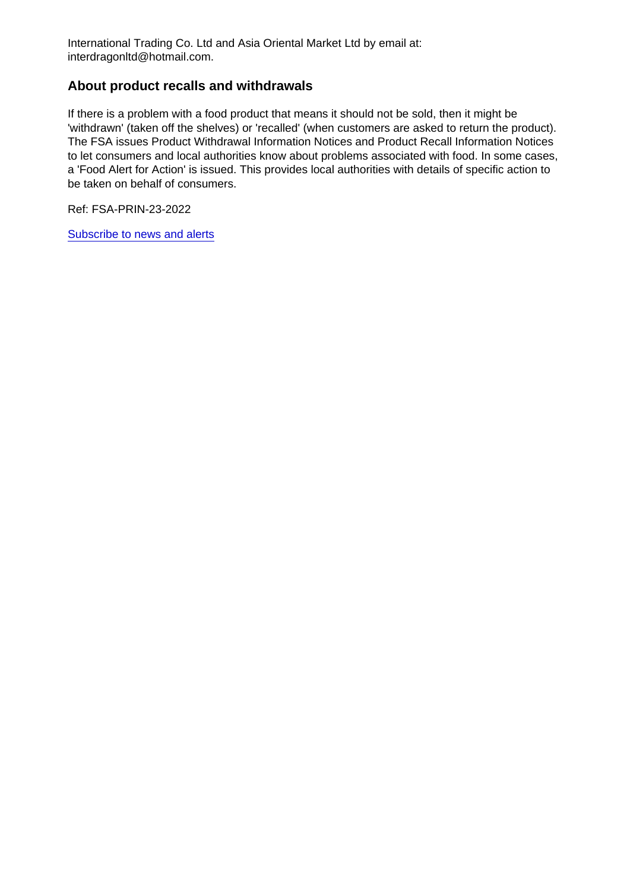International Trading Co. Ltd and Asia Oriental Market Ltd by email at: interdragonltd@hotmail.com.

## About product recalls and withdrawals

If there is a problem with a food product that means it should not be sold, then it might be 'withdrawn' (taken off the shelves) or 'recalled' (when customers are asked to return the product). The FSA issues Product Withdrawal Information Notices and Product Recall Information Notices to let consumers and local authorities know about problems associated with food. In some cases, a 'Food Alert for Action' is issued. This provides local authorities with details of specific action to be taken on behalf of consumers.

Ref: FSA-PRIN-23-2022

Subscribe to news and alerts